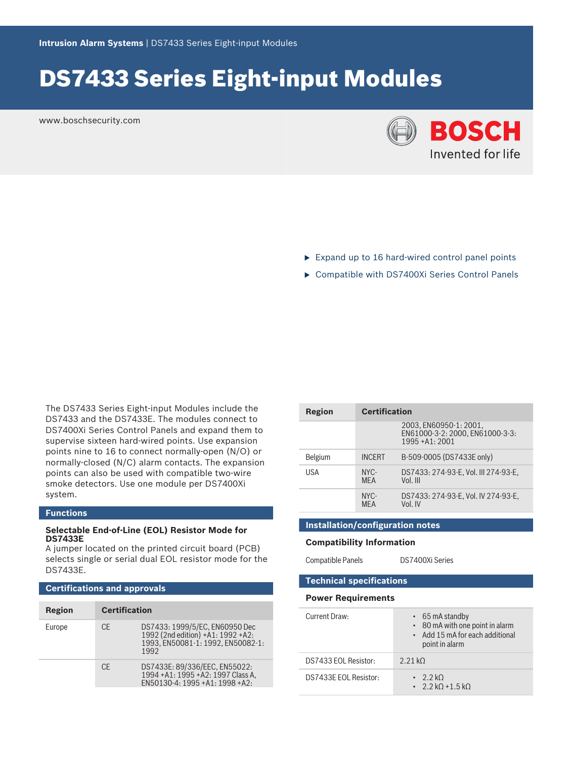Intrusion Alarm Systems | DS7433 Series Eight-input Modules

# DS7433 Series Eight-input Modules

www.boschsecurity.com

BOSCH
Invented for life

- Expand up to 16 hard-wired control panel points
- Compatible with DS7400Xi Series Control Panels

The DS7433 Series Eight-input Modules include the DS7433 and the DS7433E. The modules connect to DS7400Xi Series Control Panels and expand them to supervise sixteen hard-wired points. Use expansion points nine to 16 to connect normally-open (N/O) or normally-closed (N/C) alarm contacts. The expansion points can also be used with compatible two-wire smoke detectors. Use one module per DS7400Xi system.

## Functions

**Selectable End-of-Line (EOL) Resistor Mode for DS7433E**
A jumper located on the printed circuit board (PCB) selects single or serial dual EOL resistor mode for the DS7433E.

## Certifications and approvals

| Region | Certification | |
|---|---|---|
| Europe | CE | DS7433: 1999/5/EC, EN60950 Dec 1992 (2nd edition) +A1: 1992 +A2: 1993, EN50081-1: 1992, EN50082-1: 1992 |
| | CE | DS7433E: 89/336/EEC, EN55022: 1994 +A1: 1995 +A2: 1997 Class A, EN50130-4: 1995 +A1: 1998 +A2: 2003, EN60950-1: 2001, EN61000-3-2: 2000, EN61000-3-3: 1995 +A1: 2001 |
| Belgium | INCERT | B-509-0005 (DS7433E only) |
| USA | NYC-MEA | DS7433: 274-93-E, Vol. III 274-93-E, Vol. III |
| | NYC-MEA | DS7433: 274-93-E, Vol. IV 274-93-E, Vol. IV |

## Installation/configuration notes

### Compatibility Information

| Compatible Panels | DS7400Xi Series |
|---|---|

## Technical specifications

### Power Requirements

| | |
|---|---|
| Current Draw: | • 65 mA standby<br>• 80 mA with one point in alarm<br>• Add 15 mA for each additional point in alarm |
| DS7433 EOL Resistor: | 2.21 kΩ |
| DS7433E EOL Resistor: | • 2.2 kΩ<br>• 2.2 kΩ +1.5 kΩ |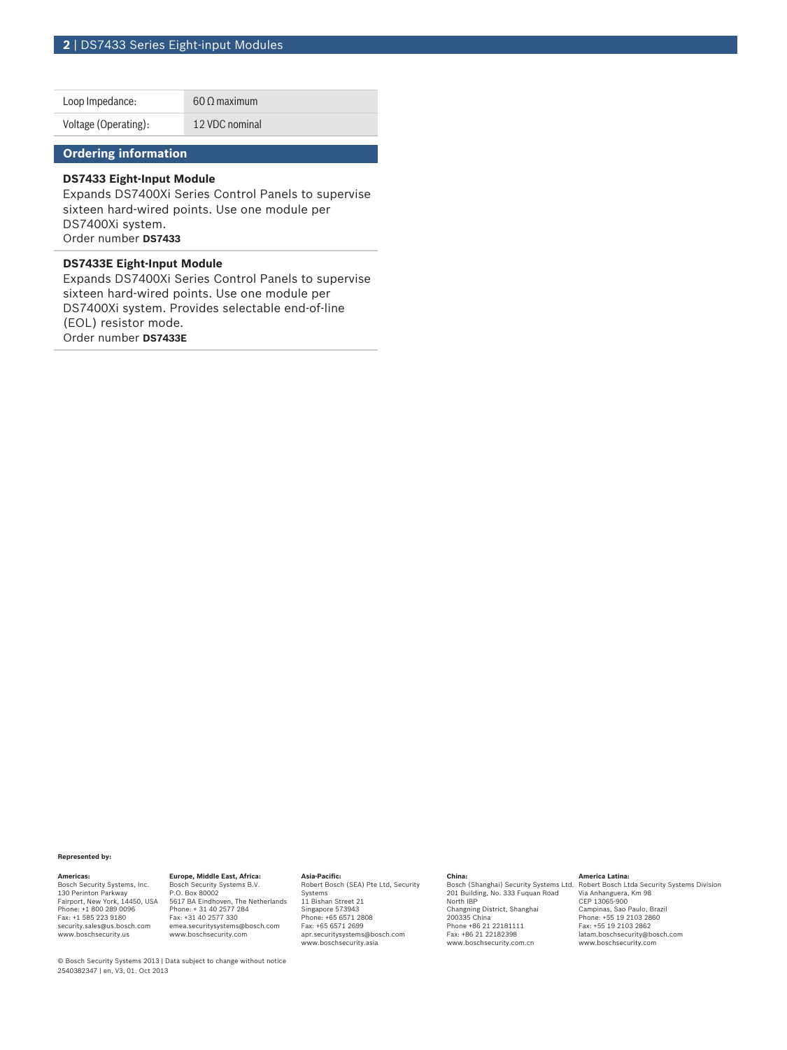| | |
|---|---|
| Loop Impedance: | 60 Ω maximum |
| Voltage (Operating): | 12 VDC nominal |

## Ordering information

**DS7433 Eight-Input Module**
Expands DS7400Xi Series Control Panels to supervise sixteen hard-wired points. Use one module per DS7400Xi system.
Order number **DS7433**

**DS7433E Eight-Input Module**
Expands DS7400Xi Series Control Panels to supervise sixteen hard-wired points. Use one module per DS7400Xi system. Provides selectable end-of-line (EOL) resistor mode.
Order number **DS7433E**

**Represented by:**

**Americas:**
Bosch Security Systems, Inc.
130 Perinton Parkway
Fairport, New York, 14450, USA
Phone: +1 800 289 0096
Fax: +1 585 223 9180
security.sales@us.bosch.com
www.boschsecurity.us

**Europe, Middle East, Africa:**
Bosch Security Systems B.V.
P.O. Box 80002
5617 BA Eindhoven, The Netherlands
Phone: + 31 40 2577 284
Fax: +31 40 2577 330
emea.securitysystems@bosch.com
www.boschsecurity.com

**Asia-Pacific:**
Robert Bosch (SEA) Pte Ltd, Security Systems
11 Bishan Street 21
Singapore 573943
Phone: +65 6571 2808
Fax: +65 6571 2699
apr.securitysystems@bosch.com
www.boschsecurity.asia

**China:**
Bosch (Shanghai) Security Systems Ltd.
201 Building, No. 333 Fuquan Road
North IBP
Changning District, Shanghai
200335 China
Phone +86 21 22181111
Fax: +86 21 22182398
www.boschsecurity.com.cn

**America Latina:**
Robert Bosch Ltda Security Systems Division
Via Anhanguera, Km 98
CEP 13065-900
Campinas, Sao Paulo, Brazil
Phone: +55 19 2103 2860
Fax: +55 19 2103 2862
latam.boschsecurity@bosch.com
www.boschsecurity.com

© Bosch Security Systems 2013 | Data subject to change without notice
2540382347 | en, V3, 01. Oct 2013